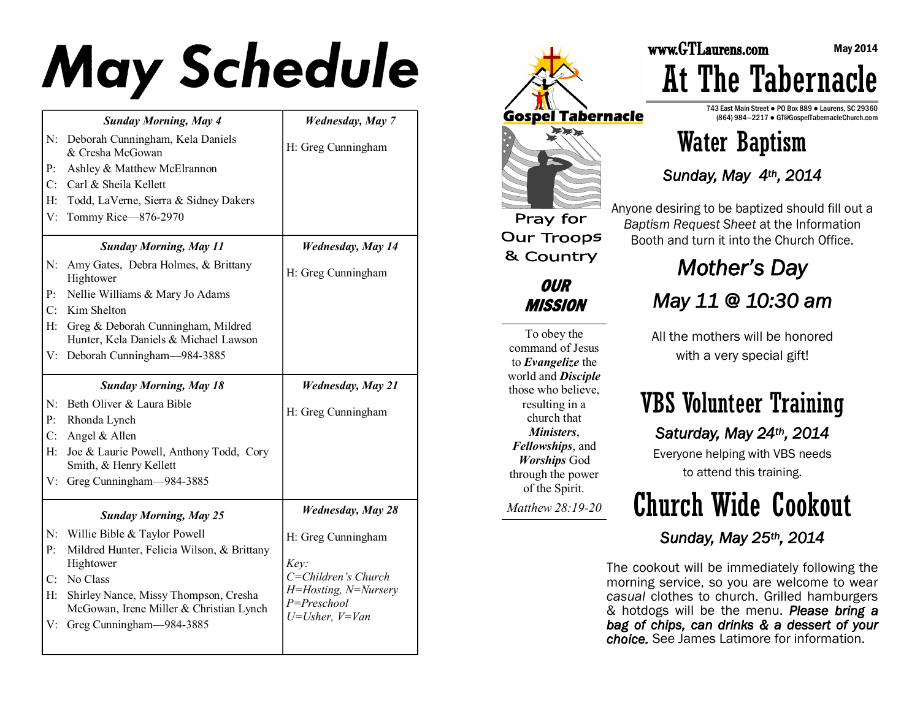# May Schedule

| Sunday Morning, May 4 | Wednesday, May 7 |
|---|---|
| N: Deborah Cunningham, Kela Daniels & Cresha McGowan<br>P: Ashley & Matthew McElrannon<br>C: Carl & Sheila Kellett<br>H: Todd, LaVerne, Sierra & Sidney Dakers<br>V: Tommy Rice—876-2970 | H: Greg Cunningham |
| **Sunday Morning, May 11** | **Wednesday, May 14** |
| N: Amy Gates, Debra Holmes, & Brittany Hightower<br>P: Nellie Williams & Mary Jo Adams<br>C: Kim Shelton<br>H: Greg & Deborah Cunningham, Mildred Hunter, Kela Daniels & Michael Lawson<br>V: Deborah Cunningham—984-3885 | H: Greg Cunningham |
| **Sunday Morning, May 18** | **Wednesday, May 21** |
| N: Beth Oliver & Laura Bible<br>P: Rhonda Lynch<br>C: Angel & Allen<br>H: Joe & Laurie Powell, Anthony Todd, Cory Smith, & Henry Kellett<br>V: Greg Cunningham—984-3885 | H: Greg Cunningham |
| **Sunday Morning, May 25** | **Wednesday, May 28** |
| N: Willie Bible & Taylor Powell<br>P: Mildred Hunter, Felicia Wilson, & Brittany Hightower<br>C: No Class<br>H: Shirley Nance, Missy Thompson, Cresha McGowan, Irene Miller & Christian Lynch<br>V: Greg Cunningham—984-3885 | H: Greg Cunningham<br><br>*Key:*<br>*C=Children's Church*<br>*H=Hosting, N=Nursery*<br>*P=Preschool*<br>*U=Usher, V=Van* |

**Gospel Tabernacle**

Pray for Our Troops & Country

***OUR MISSION***

To obey the command of Jesus to ***Evangelize*** the world and ***Disciple*** those who believe, resulting in a church that ***Ministers***, ***Fellowships***, and ***Worships*** God through the power of the Spirit.

*Matthew 28:19-20*

www.GTLaurens.com — May 2014

# At The Tabernacle

743 East Main Street ● PO Box 889 ● Laurens, SC 29360
(864) 984—2217 ● GT@GospelTabernacleChurch.com

## Water Baptism

***Sunday, May 4th, 2014***

Anyone desiring to be baptized should fill out a *Baptism Request Sheet* at the Information Booth and turn it into the Church Office.

## *Mother's Day*

## *May 11 @ 10:30 am*

All the mothers will be honored with a very special gift!

## VBS Volunteer Training

***Saturday, May 24th, 2014***

Everyone helping with VBS needs to attend this training.

## Church Wide Cookout

***Sunday, May 25th, 2014***

The cookout will be immediately following the morning service, so you are welcome to wear *casual* clothes to church. Grilled hamburgers & hotdogs will be the menu. ***Please bring a bag of chips, can drinks & a dessert of your choice.*** See James Latimore for information.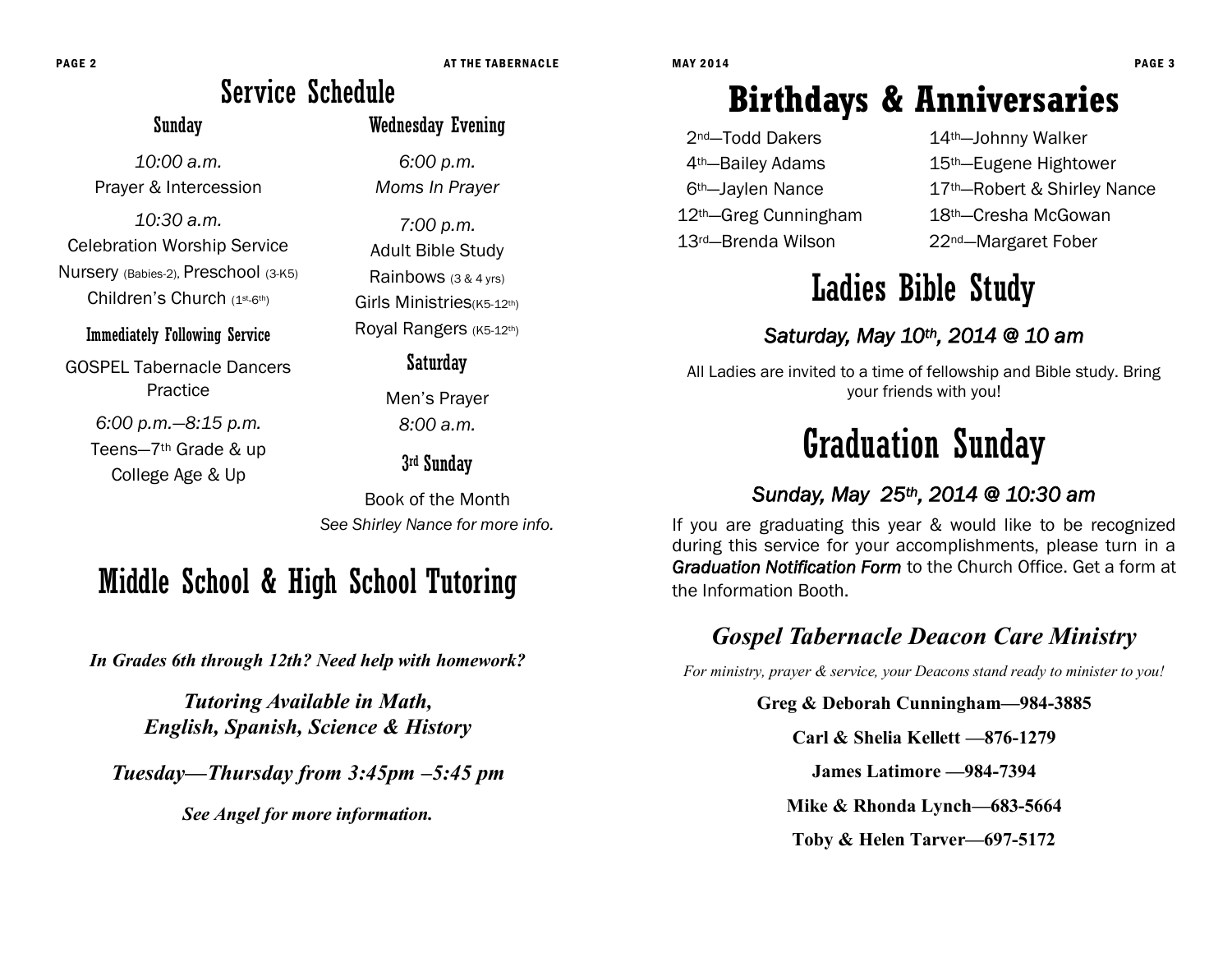# Service Schedule

## Sunday

*10:00 a.m.*

Prayer & Intercession

*10:30 a.m.*

Celebration Worship Service

Nursery (Babies-2), Preschool (3-K5)

Children's Church (1st-6th)

### Immediately Following Service

GOSPEL Tabernacle Dancers Practice

*6:00 p.m.—8:15 p.m.*

Teens—7th Grade & up

College Age & Up

## Wednesday Evening

*6:00 p.m.*

*Moms In Prayer*

*7:00 p.m.*

Adult Bible Study

Rainbows (3 & 4 yrs)

Girls Ministries(K5-12th)

Royal Rangers (K5-12th)

## Saturday

Men's Prayer

*8:00 a.m.*

## 3rd Sunday

Book of the Month

*See Shirley Nance for more info.*

# Middle School & High School Tutoring

***In Grades 6th through 12th? Need help with homework?***

***Tutoring Available in Math, English, Spanish, Science & History***

***Tuesday—Thursday from 3:45pm –5:45 pm***

***See Angel for more information.***

# Birthdays & Anniversaries

2nd—Todd Dakers

4th—Bailey Adams

6th—Jaylen Nance

12th—Greg Cunningham

13rd—Brenda Wilson

14th—Johnny Walker

15th—Eugene Hightower

17th—Robert & Shirley Nance

18th—Cresha McGowan

22nd—Margaret Fober

# Ladies Bible Study

***Saturday, May 10th, 2014 @ 10 am***

All Ladies are invited to a time of fellowship and Bible study. Bring your friends with you!

# Graduation Sunday

***Sunday, May 25th, 2014 @ 10:30 am***

If you are graduating this year & would like to be recognized during this service for your accomplishments, please turn in a ***Graduation Notification Form*** to the Church Office. Get a form at the Information Booth.

## *Gospel Tabernacle Deacon Care Ministry*

*For ministry, prayer & service, your Deacons stand ready to minister to you!*

**Greg & Deborah Cunningham—984-3885**

**Carl & Shelia Kellett —876-1279**

**James Latimore —984-7394**

**Mike & Rhonda Lynch—683-5664**

**Toby & Helen Tarver—697-5172**